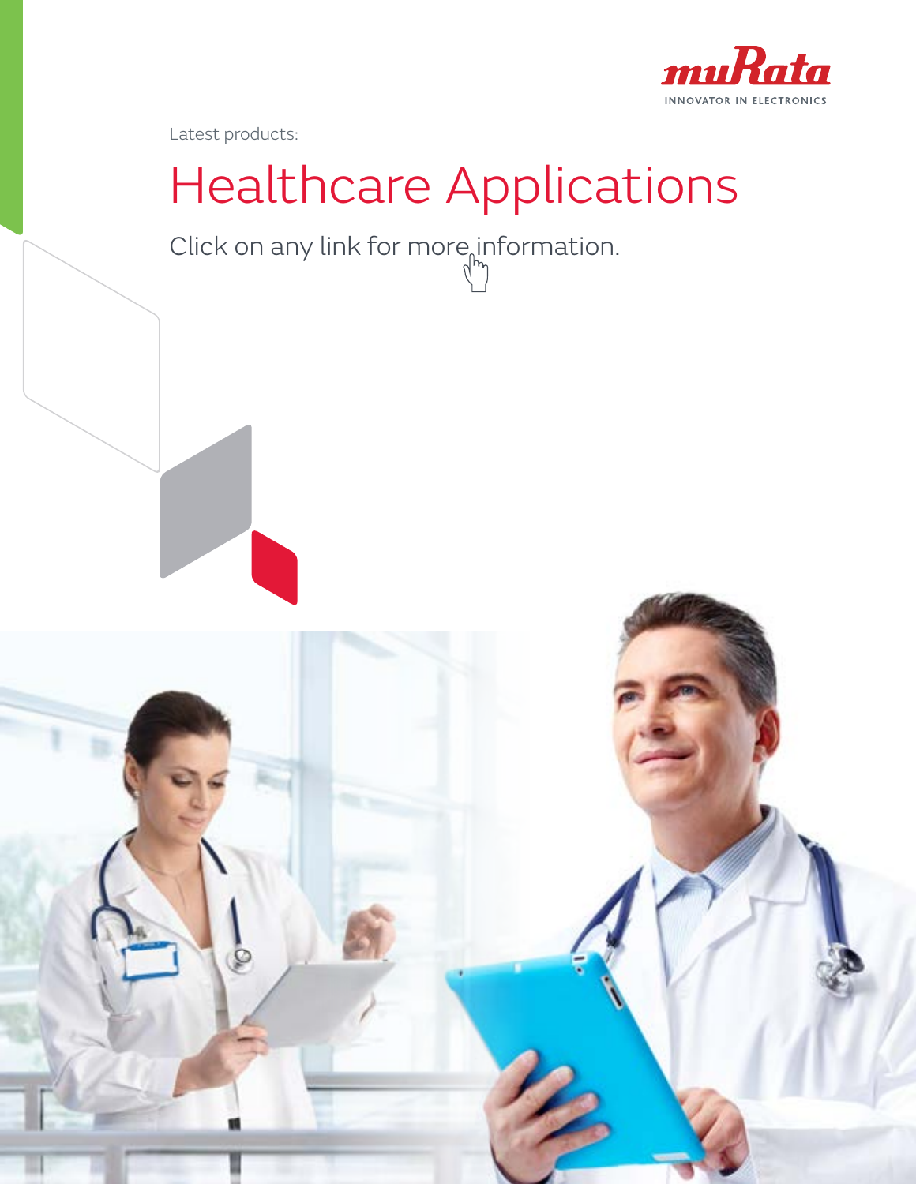muRata
INNOVATOR IN ELECTRONICS

Latest products:

# Healthcare Applications

Click on any link for more information.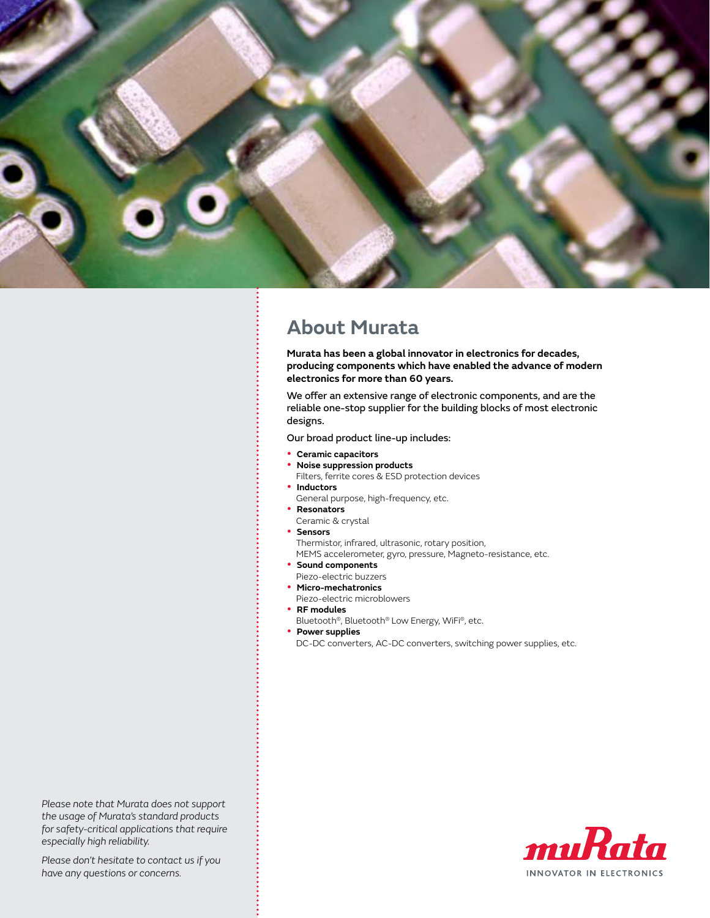## About Murata

**Murata has been a global innovator in electronics for decades, producing components which have enabled the advance of modern electronics for more than 60 years.**

We offer an extensive range of electronic components, and are the reliable one-stop supplier for the building blocks of most electronic designs.

Our broad product line-up includes:

- **Ceramic capacitors**
- **Noise suppression products**
  Filters, ferrite cores & ESD protection devices
- **Inductors**
  General purpose, high-frequency, etc.
- **Resonators**
  Ceramic & crystal
- **Sensors**
  Thermistor, infrared, ultrasonic, rotary position, MEMS accelerometer, gyro, pressure, Magneto-resistance, etc.
- **Sound components**
  Piezo-electric buzzers
- **Micro-mechatronics**
  Piezo-electric microblowers
- **RF modules**
  Bluetooth®, Bluetooth® Low Energy, WiFi®, etc.
- **Power supplies**
  DC-DC converters, AC-DC converters, switching power supplies, etc.

*Please note that Murata does not support the usage of Murata's standard products for safety-critical applications that require especially high reliability.*

*Please don't hesitate to contact us if you have any questions or concerns.*

muRata
INNOVATOR IN ELECTRONICS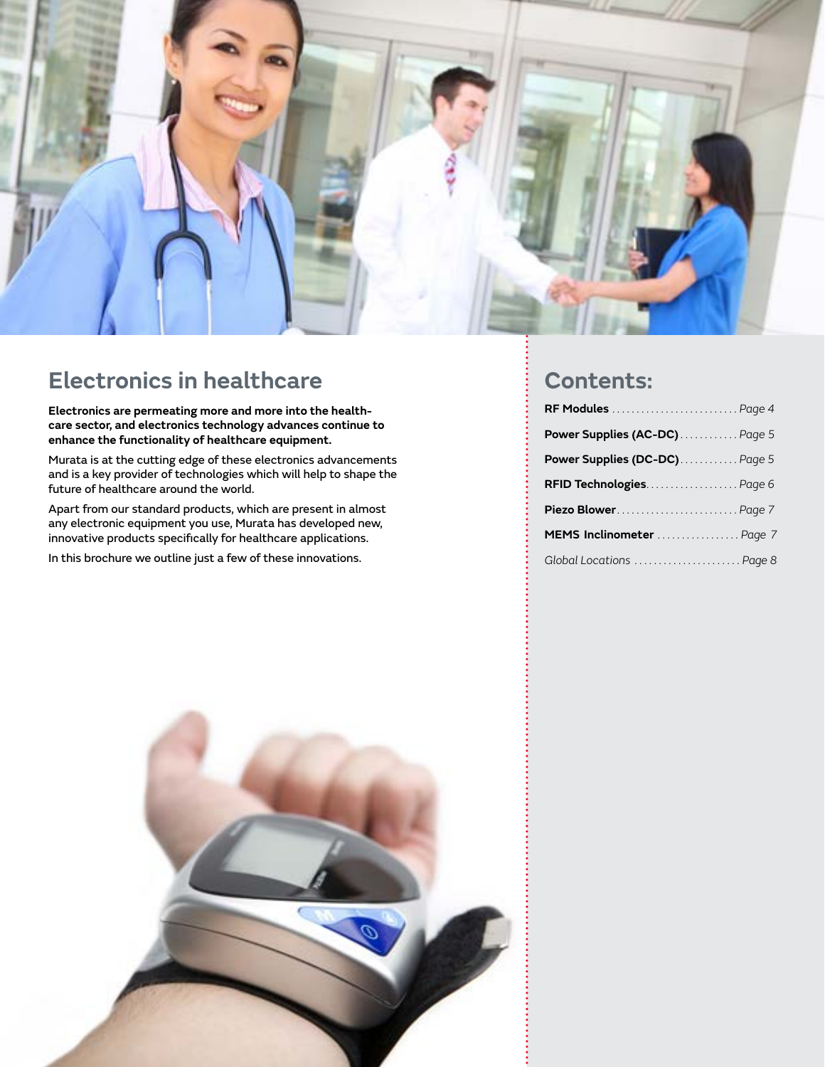## Electronics in healthcare

**Electronics are permeating more and more into the health-care sector, and electronics technology advances continue to enhance the functionality of healthcare equipment.**

Murata is at the cutting edge of these electronics advancements and is a key provider of technologies which will help to shape the future of healthcare around the world.

Apart from our standard products, which are present in almost any electronic equipment you use, Murata has developed new, innovative products specifically for healthcare applications.

In this brochure we outline just a few of these innovations.

## Contents:

**RF Modules** .......................... *Page 4*

**Power Supplies (AC-DC)** ............ *Page 5*

**Power Supplies (DC-DC)** ............ *Page 5*

**RFID Technologies** .................. *Page 6*

**Piezo Blower** ......................... *Page 7*

**MEMS Inclinometer** ................. *Page 7*

*Global Locations* ...................... *Page 8*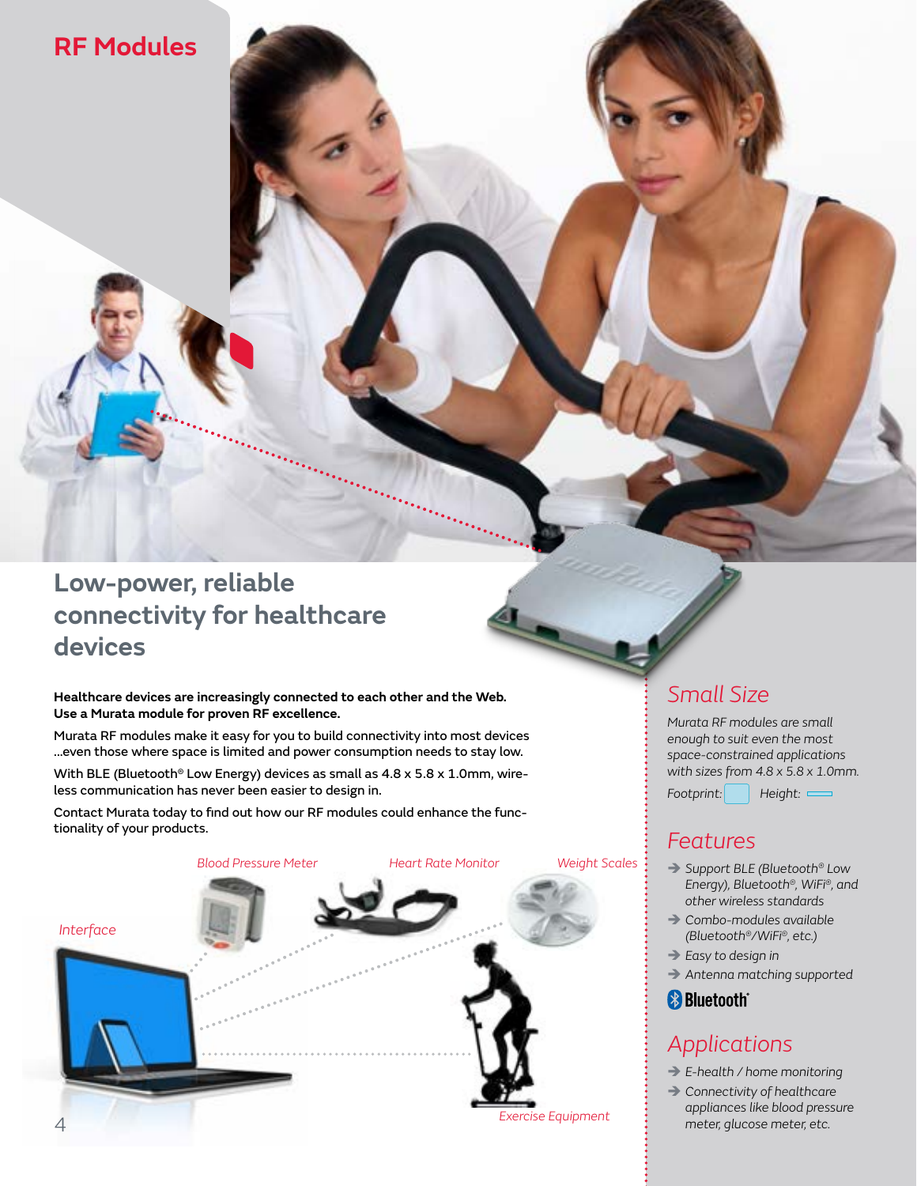# RF Modules

## Low-power, reliable connectivity for healthcare devices

**Healthcare devices are increasingly connected to each other and the Web. Use a Murata module for proven RF excellence.**

Murata RF modules make it easy for you to build connectivity into most devices …even those where space is limited and power consumption needs to stay low.

With BLE (Bluetooth® Low Energy) devices as small as 4.8 x 5.8 x 1.0mm, wireless communication has never been easier to design in.

Contact Murata today to find out how our RF modules could enhance the functionality of your products.

*Interface*

*Blood Pressure Meter*

*Heart Rate Monitor*

*Weight Scales*

*Exercise Equipment*

## *Small Size*

*Murata RF modules are small enough to suit even the most space-constrained applications with sizes from 4.8 x 5.8 x 1.0mm.*

*Footprint:* *Height:*

## *Features*

- *Support BLE (Bluetooth® Low Energy), Bluetooth®, WiFi®, and other wireless standards*
- *Combo-modules available (Bluetooth®/WiFi®, etc.)*
- *Easy to design in*
- *Antenna matching supported*

Bluetooth®

## *Applications*

- *E-health / home monitoring*
- *Connectivity of healthcare appliances like blood pressure meter, glucose meter, etc.*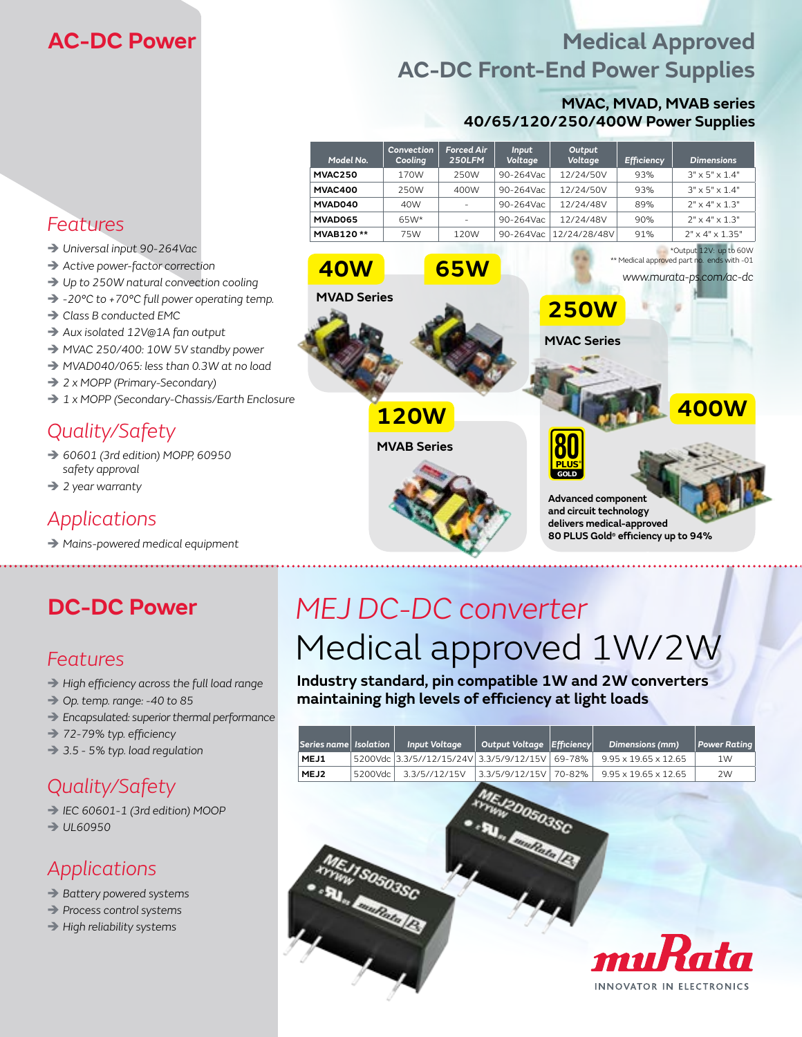## AC-DC Power

# Medical Approved AC-DC Front-End Power Supplies

**MVAC, MVAD, MVAB series**
**40/65/120/250/400W Power Supplies**

| Model No. | Convection Cooling | Forced Air 250LFM | Input Voltage | Output Voltage | Efficiency | Dimensions |
|---|---|---|---|---|---|---|
| MVAC250 | 170W | 250W | 90-264Vac | 12/24/50V | 93% | 3" x 5" x 1.4" |
| MVAC400 | 250W | 400W | 90-264Vac | 12/24/50V | 93% | 3" x 5" x 1.4" |
| MVAD040 | 40W | - | 90-264Vac | 12/24/48V | 89% | 2" x 4" x 1.3" |
| MVAD065 | 65W* | - | 90-264Vac | 12/24/48V | 90% | 2" x 4" x 1.3" |
| MVAB120 ** | 75W | 120W | 90-264Vac | 12/24/28/48V | 91% | 2" x 4" x 1.35" |

*Output 12V: up to 60W
** Medical approved part no. ends with -01

www.murata-ps.com/ac-dc

### Features

- Universal input 90-264Vac
- Active power-factor correction
- Up to 250W natural convection cooling
- -20°C to +70°C full power operating temp.
- Class B conducted EMC
- Aux isolated 12V@1A fan output
- MVAC 250/400: 10W 5V standby power
- MVAD040/065: less than 0.3W at no load
- 2 x MOPP (Primary-Secondary)
- 1 x MOPP (Secondary-Chassis/Earth Enclosure

### Quality/Safety

- 60601 (3rd edition) MOPP, 60950 safety approval
- 2 year warranty

### Applications

- Mains-powered medical equipment

**40W** **65W** MVAD Series

**250W** MVAC Series

**120W** MVAB Series

**400W**

80 PLUS GOLD

**Advanced component and circuit technology delivers medical-approved 80 PLUS Gold® efficiency up to 94%**

---

## DC-DC Power

# MEJ DC-DC converter

# Medical approved 1W/2W

**Industry standard, pin compatible 1W and 2W converters maintaining high levels of efficiency at light loads**

| Series name | Isolation | Input Voltage | Output Voltage | Efficiency | Dimensions (mm) | Power Rating |
|---|---|---|---|---|---|---|
| MEJ1 | 5200Vdc | 3.3/5//12/15/24V | 3.3/5/9/12/15V | 69-78% | 9.95 x 19.65 x 12.65 | 1W |
| MEJ2 | 5200Vdc | 3.3/5//12/15V | 3.3/5/9/12/15V | 70-82% | 9.95 x 19.65 x 12.65 | 2W |

### Features

- High efficiency across the full load range
- Op. temp. range: -40 to 85
- Encapsulated: superior thermal performance
- 72-79% typ. efficiency
- 3.5 - 5% typ. load regulation

### Quality/Safety

- IEC 60601-1 (3rd edition) MOOP
- UL60950

### Applications

- Battery powered systems
- Process control systems
- High reliability systems

muRata
INNOVATOR IN ELECTRONICS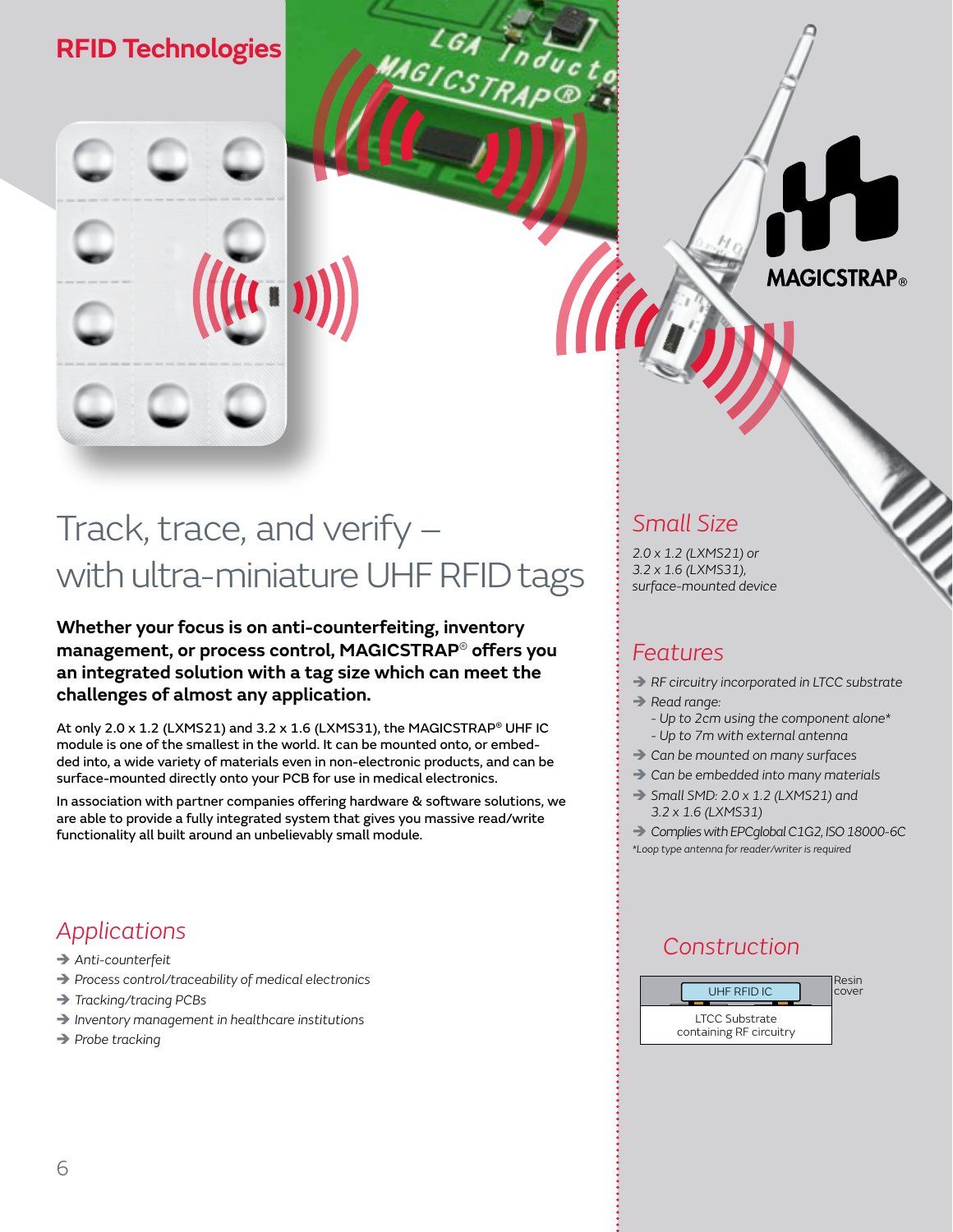# RFID Technologies

## Track, trace, and verify – with ultra-miniature UHF RFID tags

**Whether your focus is on anti-counterfeiting, inventory management, or process control, MAGICSTRAP® offers you an integrated solution with a tag size which can meet the challenges of almost any application.**

At only 2.0 x 1.2 (LXMS21) and 3.2 x 1.6 (LXMS31), the MAGICSTRAP® UHF IC module is one of the smallest in the world. It can be mounted onto, or embedded into, a wide variety of materials even in non-electronic products, and can be surface-mounted directly onto your PCB for use in medical electronics.

In association with partner companies offering hardware & software solutions, we are able to provide a fully integrated system that gives you massive read/write functionality all built around an unbelievably small module.

### *Applications*

- *Anti-counterfeit*
- *Process control/traceability of medical electronics*
- *Tracking/tracing PCBs*
- *Inventory management in healthcare institutions*
- *Probe tracking*

### *Small Size*

*2.0 x 1.2 (LXMS21) or 3.2 x 1.6 (LXMS31), surface-mounted device*

### *Features*

- *RF circuitry incorporated in LTCC substrate*
- *Read range:*
  - *Up to 2cm using the component alone\**
  - *Up to 7m with external antenna*
- *Can be mounted on many surfaces*
- *Can be embedded into many materials*
- *Small SMD: 2.0 x 1.2 (LXMS21) and 3.2 x 1.6 (LXMS31)*
- *Complies with EPCglobal C1G2, ISO 18000-6C*

*\*Loop type antenna for reader/writer is required*

### *Construction*

UHF RFID IC — Resin cover

LTCC Substrate containing RF circuitry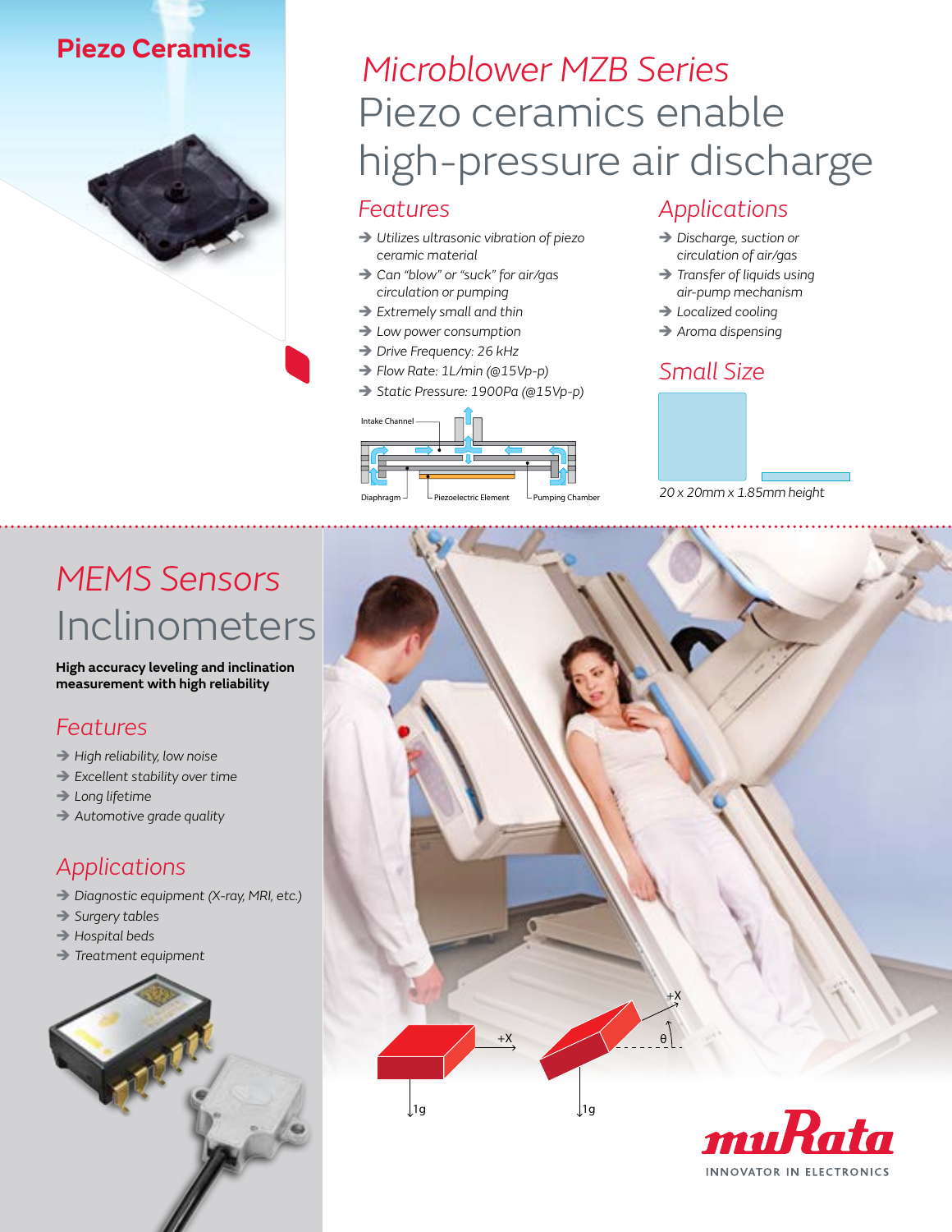## Piezo Ceramics

# *Microblower MZB Series*

# Piezo ceramics enable high-pressure air discharge

### *Features*

- *Utilizes ultrasonic vibration of piezo ceramic material*
- *Can "blow" or "suck" for air/gas circulation or pumping*
- *Extremely small and thin*
- *Low power consumption*
- *Drive Frequency: 26 kHz*
- *Flow Rate: 1L/min (@15Vp-p)*
- *Static Pressure: 1900Pa (@15Vp-p)*

Intake Channel
Diaphragm
Piezoelectric Element
Pumping Chamber

### *Applications*

- *Discharge, suction or circulation of air/gas*
- *Transfer of liquids using air-pump mechanism*
- *Localized cooling*
- *Aroma dispensing*

### *Small Size*

*20 x 20mm x 1.85mm height*

# *MEMS Sensors*

# Inclinometers

**High accuracy leveling and inclination measurement with high reliability**

### *Features*

- *High reliability, low noise*
- *Excellent stability over time*
- *Long lifetime*
- *Automotive grade quality*

### *Applications*

- *Diagnostic equipment (X-ray, MRI, etc.)*
- *Surgery tables*
- *Hospital beds*
- *Treatment equipment*

+X
1g
+X
θ
1g

muRata
INNOVATOR IN ELECTRONICS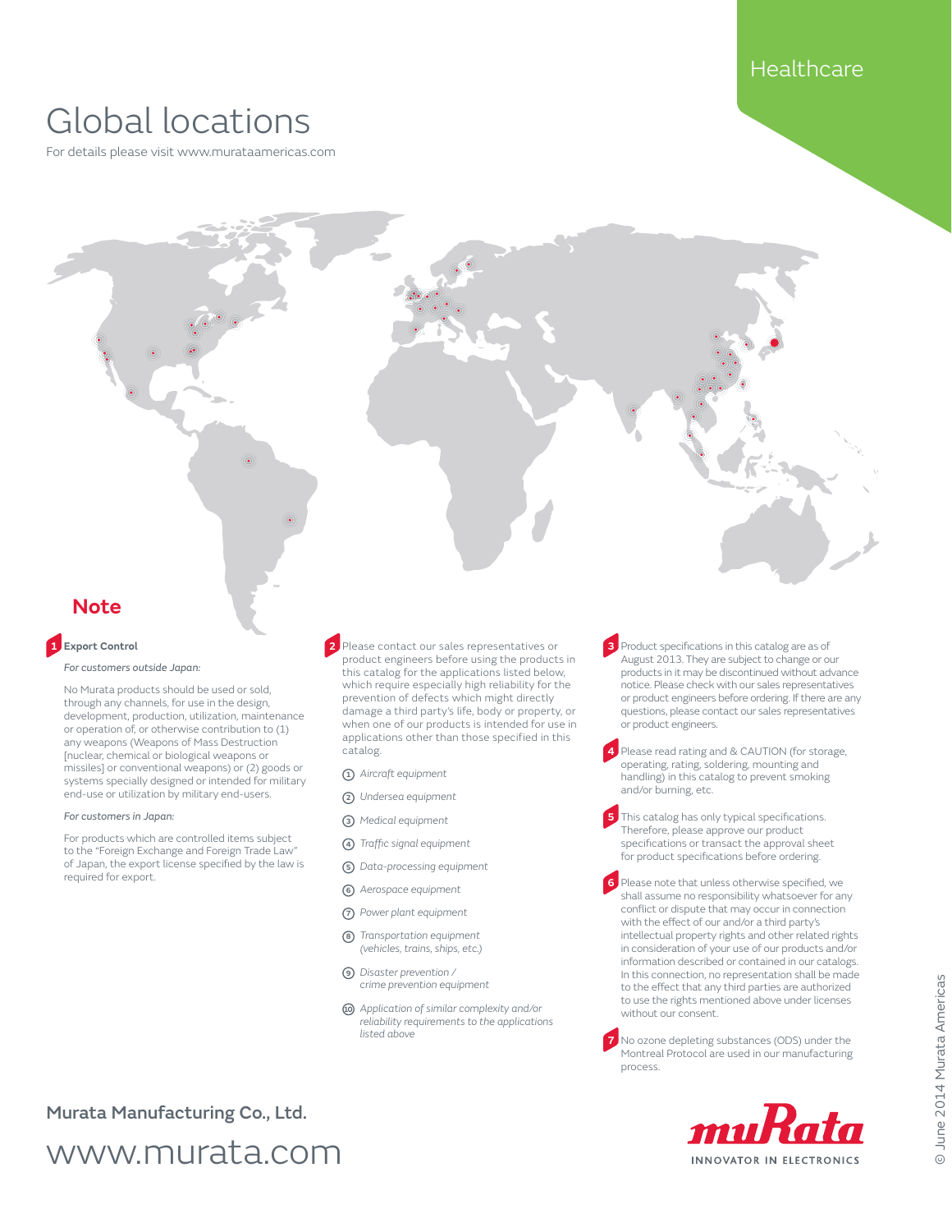Healthcare

# Global locations

For details please visit www.murataamericas.com

## Note

**1** **Export Control**

*For customers outside Japan:*

No Murata products should be used or sold, through any channels, for use in the design, development, production, utilization, maintenance or operation of, or otherwise contribution to (1) any weapons (Weapons of Mass Destruction [nuclear, chemical or biological weapons or missiles] or conventional weapons) or (2) goods or systems specially designed or intended for military end-use or utilization by military end-users.

*For customers in Japan:*

For products which are controlled items subject to the "Foreign Exchange and Foreign Trade Law" of Japan, the export license specified by the law is required for export.

**2** Please contact our sales representatives or product engineers before using the products in this catalog for the applications listed below, which require especially high reliability for the prevention of defects which might directly damage a third party's life, body or property, or when one of our products is intended for use in applications other than those specified in this catalog.

1. *Aircraft equipment*
2. *Undersea equipment*
3. *Medical equipment*
4. *Traffic signal equipment*
5. *Data-processing equipment*
6. *Aerospace equipment*
7. *Power plant equipment*
8. *Transportation equipment (vehicles, trains, ships, etc.)*
9. *Disaster prevention / crime prevention equipment*
10. *Application of similar complexity and/or reliability requirements to the applications listed above*

**3** Product specifications in this catalog are as of August 2013. They are subject to change or our products in it may be discontinued without advance notice. Please check with our sales representatives or product engineers before ordering. If there are any questions, please contact our sales representatives or product engineers.

**4** Please read rating and & CAUTION (for storage, operating, rating, soldering, mounting and handling) in this catalog to prevent smoking and/or burning, etc.

**5** This catalog has only typical specifications. Therefore, please approve our product specifications or transact the approval sheet for product specifications before ordering.

**6** Please note that unless otherwise specified, we shall assume no responsibility whatsoever for any conflict or dispute that may occur in connection with the effect of our and/or a third party's intellectual property rights and other related rights in consideration of your use of our products and/or information described or contained in our catalogs. In this connection, no representation shall be made to the effect that any third parties are authorized to use the rights mentioned above under licenses without our consent.

**7** No ozone depleting substances (ODS) under the Montreal Protocol are used in our manufacturing process.

**Murata Manufacturing Co., Ltd.**

www.murata.com

muRata
INNOVATOR IN ELECTRONICS

© June 2014 Murata Americas